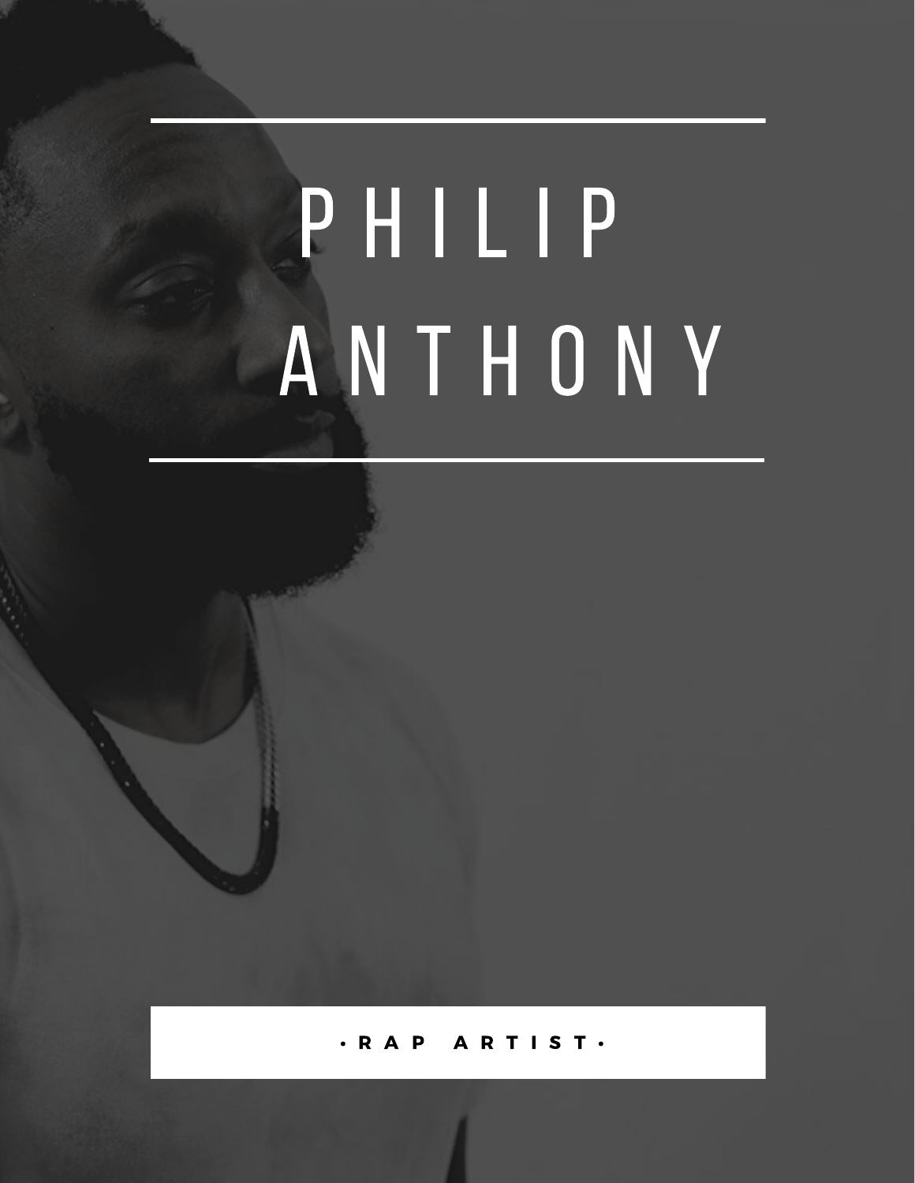# PHILIP ANTHONY

**• RAP ARTIST •**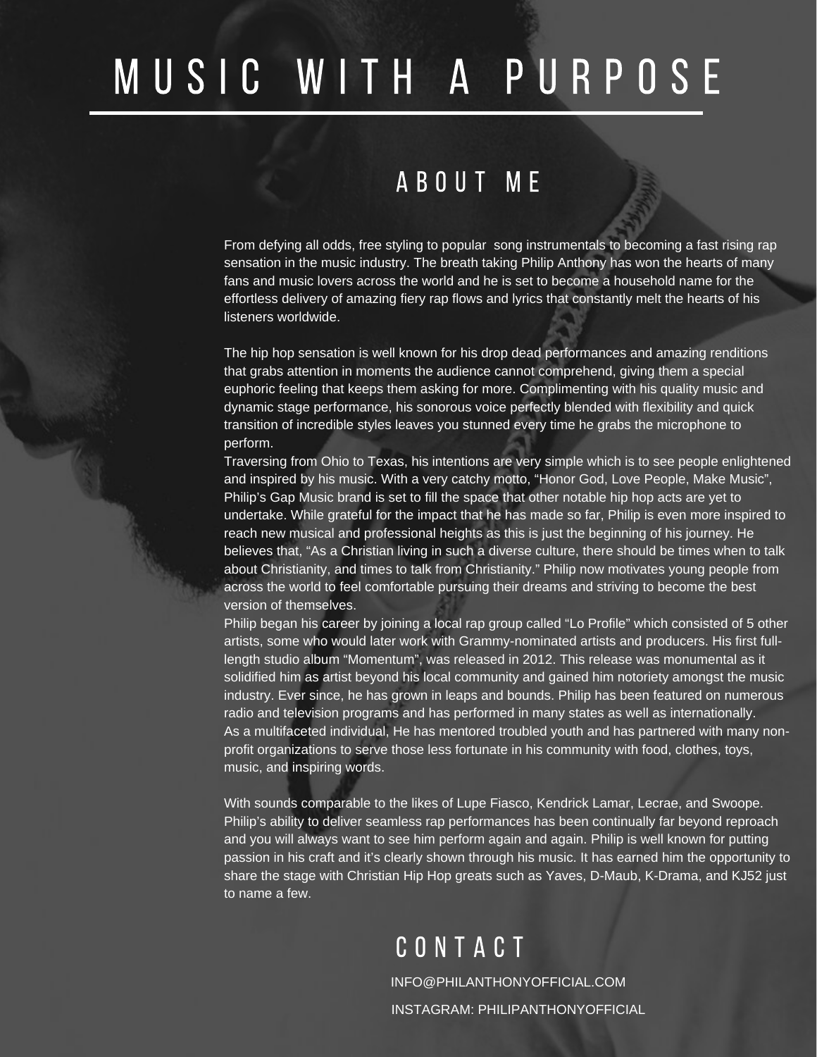# MUSIC WITH A PURPOSE

## ABOUT ME

From defying all odds, free styling to popular song instrumentals to becoming a fast rising rap sensation in the music industry. The breath taking Philip Anthony has won the hearts of many fans and music lovers across the world and he is set to become a household name for the effortless delivery of amazing fiery rap flows and lyrics that constantly melt the hearts of his listeners worldwide.

The hip hop sensation is well known for his drop dead performances and amazing renditions that grabs attention in moments the audience cannot comprehend, giving them a special euphoric feeling that keeps them asking for more. Complimenting with his quality music and dynamic stage performance, his sonorous voice perfectly blended with flexibility and quick transition of incredible styles leaves you stunned every time he grabs the microphone to perform.

Traversing from Ohio to Texas, his intentions are very simple which is to see people enlightened and inspired by his music. With a very catchy motto, "Honor God, Love People, Make Music", Philip's Gap Music brand is set to fill the space that other notable hip hop acts are yet to undertake. While grateful for the impact that he has made so far, Philip is even more inspired to reach new musical and professional heights as this is just the beginning of his journey. He believes that, "As a Christian living in such a diverse culture, there should be times when to talk about Christianity, and times to talk from Christianity." Philip now motivates young people from across the world to feel comfortable pursuing their dreams and striving to become the best version of themselves.

Philip began his career by joining a local rap group called "Lo Profile" which consisted of 5 other artists, some who would later work with Grammy-nominated artists and producers. His first full-length studio album "Momentum", was released in 2012. This release was monumental as it solidified him as artist beyond his local community and gained him notoriety amongst the music industry. Ever since, he has grown in leaps and bounds. Philip has been featured on numerous radio and television programs and has performed in many states as well as internationally. As a multifaceted individual, He has mentored troubled youth and has partnered with many non-profit organizations to serve those less fortunate in his community with food, clothes, toys, music, and inspiring words.

With sounds comparable to the likes of Lupe Fiasco, Kendrick Lamar, Lecrae, and Swoope. Philip's ability to deliver seamless rap performances has been continually far beyond reproach and you will always want to see him perform again and again. Philip is well known for putting passion in his craft and it's clearly shown through his music. It has earned him the opportunity to share the stage with Christian Hip Hop greats such as Yaves, D-Maub, K-Drama, and KJ52 just to name a few.

## CONTACT

INFO@PHILANTHONYOFFICIAL.COM

INSTAGRAM: PHILIPANTHONYOFFICIAL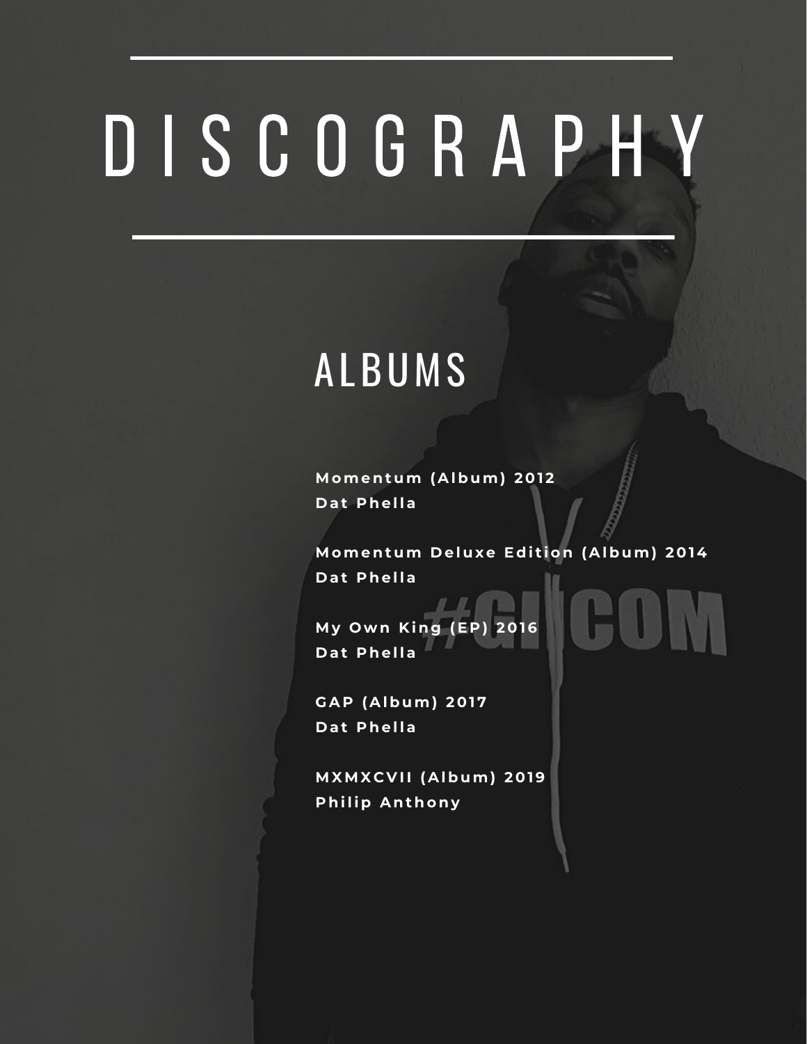# DISCOGRAPHY

## ALBUMS

**Momentum (Album) 2012**
**Dat Phella**

**Momentum Deluxe Edition (Album) 2014**
**Dat Phella**

**My Own King (EP) 2016**
**Dat Phella**

**GAP (Album) 2017**
**Dat Phella**

**MXMXCVII (Album) 2019**
**Philip Anthony**